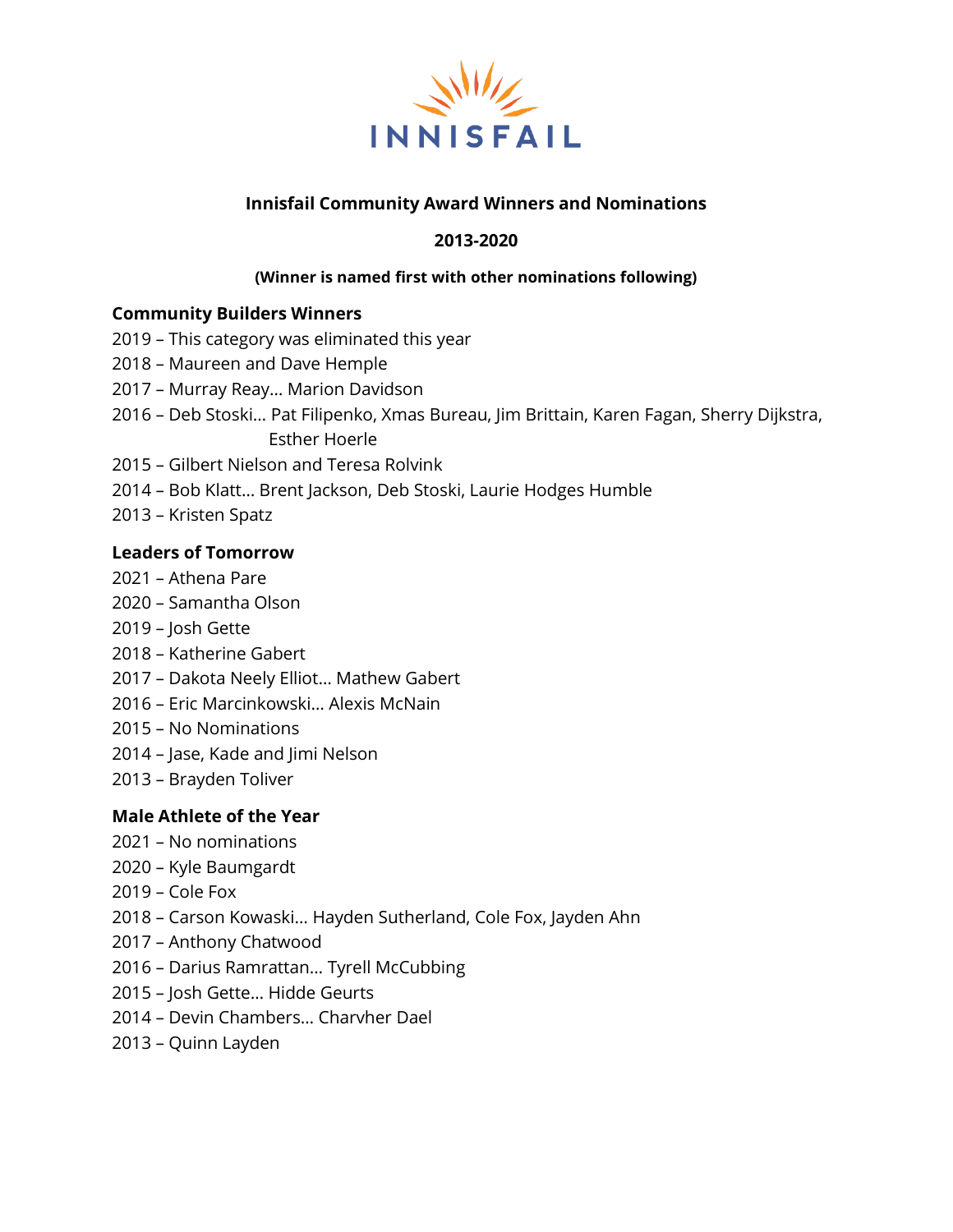INNISFAIL

# Innisfail Community Award Winners and Nominations

## 2013-2020

**(Winner is named first with other nominations following)**

### Community Builders Winners

2019 – This category was eliminated this year
2018 – Maureen and Dave Hemple
2017 – Murray Reay… Marion Davidson
2016 – Deb Stoski… Pat Filipenko, Xmas Bureau, Jim Brittain, Karen Fagan, Sherry Dijkstra, Esther Hoerle
2015 – Gilbert Nielson and Teresa Rolvink
2014 – Bob Klatt… Brent Jackson, Deb Stoski, Laurie Hodges Humble
2013 – Kristen Spatz

### Leaders of Tomorrow

2021 – Athena Pare
2020 – Samantha Olson
2019 – Josh Gette
2018 – Katherine Gabert
2017 – Dakota Neely Elliot… Mathew Gabert
2016 – Eric Marcinkowski… Alexis McNain
2015 – No Nominations
2014 – Jase, Kade and Jimi Nelson
2013 – Brayden Toliver

### Male Athlete of the Year

2021 – No nominations
2020 – Kyle Baumgardt
2019 – Cole Fox
2018 – Carson Kowaski… Hayden Sutherland, Cole Fox, Jayden Ahn
2017 – Anthony Chatwood
2016 – Darius Ramrattan… Tyrell McCubbing
2015 – Josh Gette… Hidde Geurts
2014 – Devin Chambers… Charvher Dael
2013 – Quinn Layden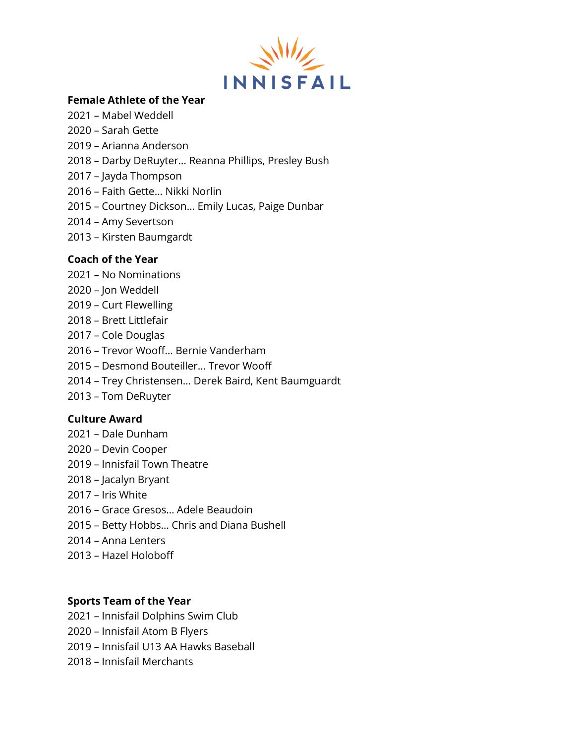INNISFAIL

**Female Athlete of the Year**

2021 – Mabel Weddell
2020 – Sarah Gette
2019 – Arianna Anderson
2018 – Darby DeRuyter… Reanna Phillips, Presley Bush
2017 – Jayda Thompson
2016 – Faith Gette… Nikki Norlin
2015 – Courtney Dickson… Emily Lucas, Paige Dunbar
2014 – Amy Severtson
2013 – Kirsten Baumgardt

**Coach of the Year**

2021 – No Nominations
2020 – Jon Weddell
2019 – Curt Flewelling
2018 – Brett Littlefair
2017 – Cole Douglas
2016 – Trevor Wooff… Bernie Vanderham
2015 – Desmond Bouteiller… Trevor Wooff
2014 – Trey Christensen… Derek Baird, Kent Baumguardt
2013 – Tom DeRuyter

**Culture Award**

2021 – Dale Dunham
2020 – Devin Cooper
2019 – Innisfail Town Theatre
2018 – Jacalyn Bryant
2017 – Iris White
2016 – Grace Gresos… Adele Beaudoin
2015 – Betty Hobbs… Chris and Diana Bushell
2014 – Anna Lenters
2013 – Hazel Holoboff

**Sports Team of the Year**

2021 – Innisfail Dolphins Swim Club
2020 – Innisfail Atom B Flyers
2019 – Innisfail U13 AA Hawks Baseball
2018 – Innisfail Merchants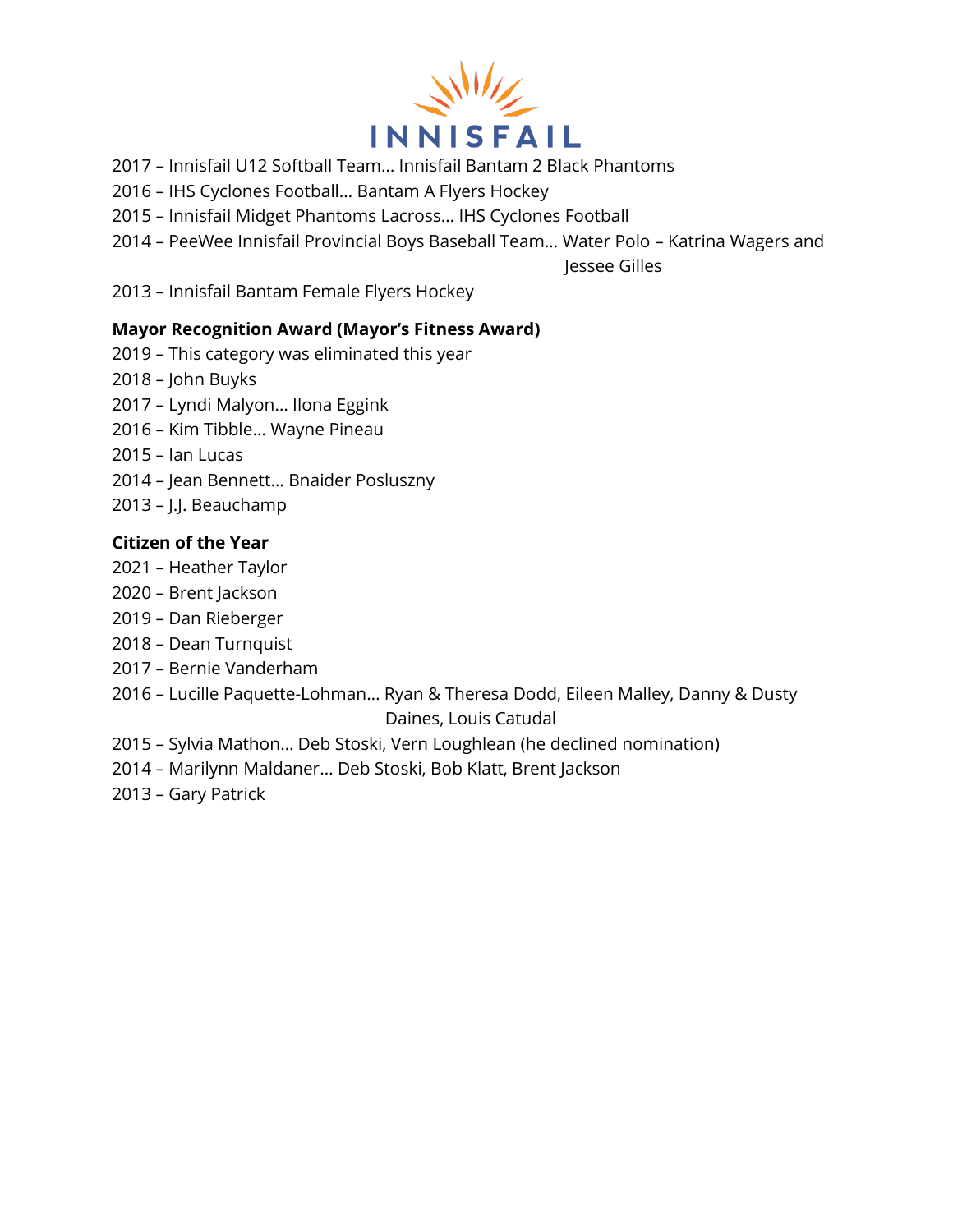2017 – Innisfail U12 Softball Team… Innisfail Bantam 2 Black Phantoms

2016 – IHS Cyclones Football… Bantam A Flyers Hockey

2015 – Innisfail Midget Phantoms Lacross… IHS Cyclones Football

2014 – PeeWee Innisfail Provincial Boys Baseball Team… Water Polo – Katrina Wagers and Jessee Gilles

2013 – Innisfail Bantam Female Flyers Hockey

**Mayor Recognition Award (Mayor's Fitness Award)**

2019 – This category was eliminated this year

2018 – John Buyks

2017 – Lyndi Malyon… Ilona Eggink

2016 – Kim Tibble… Wayne Pineau

2015 – Ian Lucas

2014 – Jean Bennett… Bnaider Posluszny

2013 – J.J. Beauchamp

**Citizen of the Year**

2021 – Heather Taylor

2020 – Brent Jackson

2019 – Dan Rieberger

2018 – Dean Turnquist

2017 – Bernie Vanderham

2016 – Lucille Paquette-Lohman… Ryan & Theresa Dodd, Eileen Malley, Danny & Dusty Daines, Louis Catudal

2015 – Sylvia Mathon… Deb Stoski, Vern Loughlean (he declined nomination)

2014 – Marilynn Maldaner… Deb Stoski, Bob Klatt, Brent Jackson

2013 – Gary Patrick